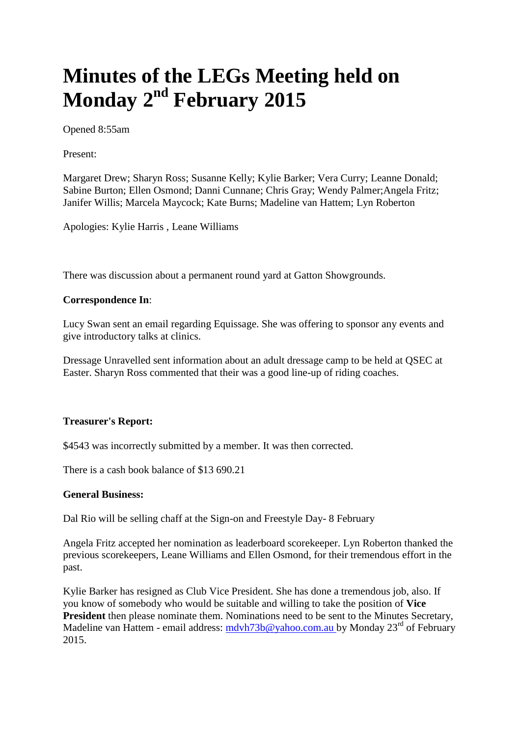# Minutes of the LEGs Meeting held on Monday 2nd February 2015

Opened 8:55am

Present:

Margaret Drew; Sharyn Ross; Susanne Kelly; Kylie Barker; Vera Curry; Leanne Donald; Sabine Burton; Ellen Osmond; Danni Cunnane; Chris Gray; Wendy Palmer;Angela Fritz; Janifer Willis; Marcela Maycock; Kate Burns; Madeline van Hattem; Lyn Roberton

Apologies: Kylie Harris , Leane Williams

There was discussion about a permanent round yard at Gatton Showgrounds.

**Correspondence In**:

Lucy Swan sent an email regarding Equissage. She was offering to sponsor any events and give introductory talks at clinics.

Dressage Unravelled sent information about an adult dressage camp to be held at QSEC at Easter. Sharyn Ross commented that their was a good line-up of riding coaches.

**Treasurer's Report:**

$4543 was incorrectly submitted by a member. It was then corrected.

There is a cash book balance of $13 690.21

**General Business:**

Dal Rio will be selling chaff at the Sign-on and Freestyle Day- 8 February

Angela Fritz accepted her nomination as leaderboard scorekeeper. Lyn Roberton thanked the previous scorekeepers, Leane Williams and Ellen Osmond, for their tremendous effort in the past.

Kylie Barker has resigned as Club Vice President. She has done a tremendous job, also. If you know of somebody who would be suitable and willing to take the position of **Vice President** then please nominate them. Nominations need to be sent to the Minutes Secretary, Madeline van Hattem - email address: mdvh73b@yahoo.com.au by Monday 23rd of February 2015.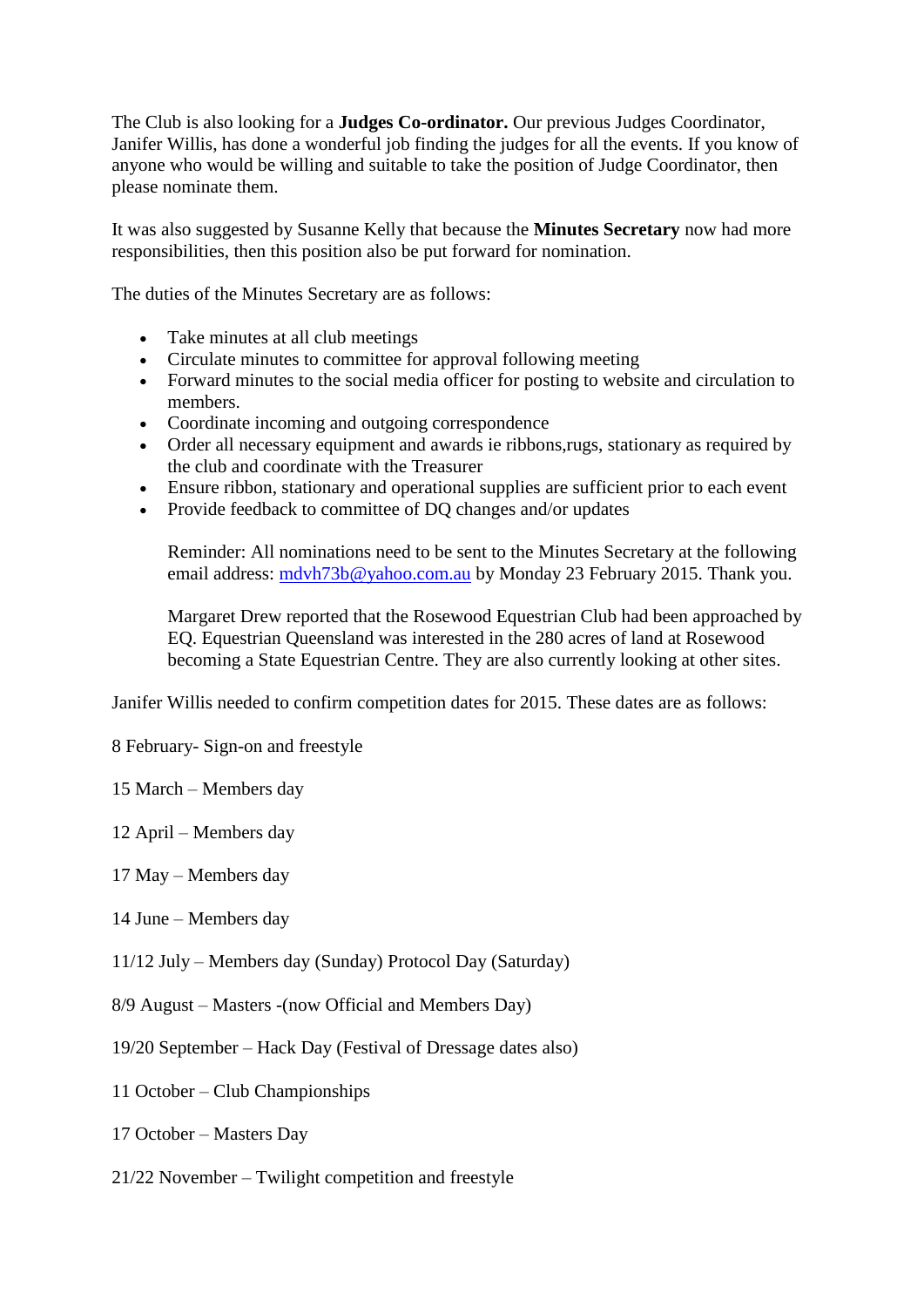The Club is also looking for a **Judges Co-ordinator.** Our previous Judges Coordinator, Janifer Willis, has done a wonderful job finding the judges for all the events. If you know of anyone who would be willing and suitable to take the position of Judge Coordinator, then please nominate them.

It was also suggested by Susanne Kelly that because the **Minutes Secretary** now had more responsibilities, then this position also be put forward for nomination.

The duties of the Minutes Secretary are as follows:

- Take minutes at all club meetings
- Circulate minutes to committee for approval following meeting
- Forward minutes to the social media officer for posting to website and circulation to members.
- Coordinate incoming and outgoing correspondence
- Order all necessary equipment and awards ie ribbons,rugs, stationary as required by the club and coordinate with the Treasurer
- Ensure ribbon, stationary and operational supplies are sufficient prior to each event
- Provide feedback to committee of DQ changes and/or updates

  Reminder: All nominations need to be sent to the Minutes Secretary at the following email address: mdvh73b@yahoo.com.au by Monday 23 February 2015. Thank you.

  Margaret Drew reported that the Rosewood Equestrian Club had been approached by EQ. Equestrian Queensland was interested in the 280 acres of land at Rosewood becoming a State Equestrian Centre. They are also currently looking at other sites.

Janifer Willis needed to confirm competition dates for 2015. These dates are as follows:

8 February- Sign-on and freestyle

15 March – Members day

12 April – Members day

17 May – Members day

14 June – Members day

11/12 July – Members day (Sunday) Protocol Day (Saturday)

8/9 August – Masters -(now Official and Members Day)

19/20 September – Hack Day (Festival of Dressage dates also)

11 October – Club Championships

17 October – Masters Day

21/22 November – Twilight competition and freestyle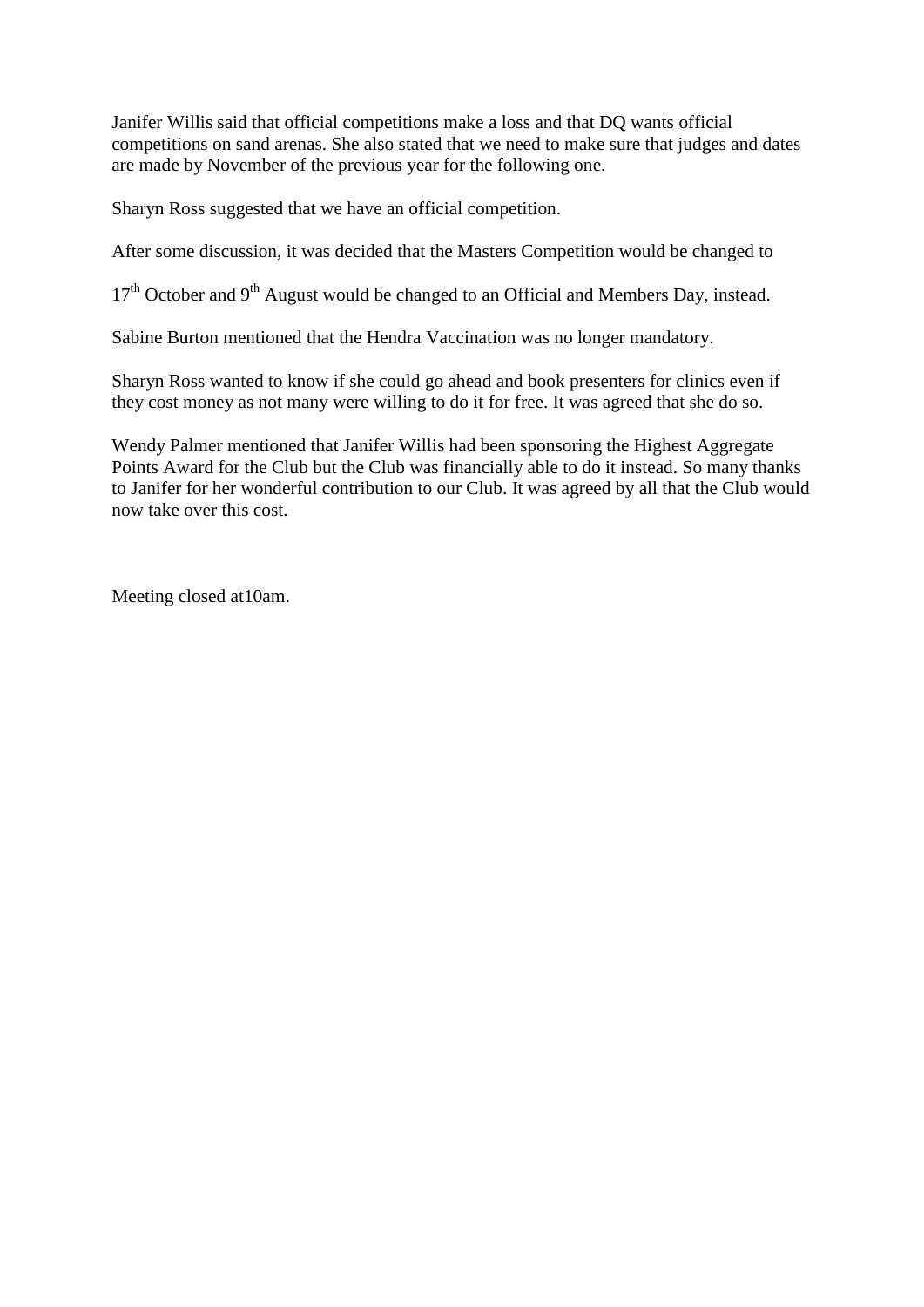Janifer Willis said that official competitions make a loss and that DQ wants official competitions on sand arenas. She also stated that we need to make sure that judges and dates are made by November of the previous year for the following one.

Sharyn Ross suggested that we have an official competition.

After some discussion, it was decided that the Masters Competition would be changed to

17th October and 9th August would be changed to an Official and Members Day, instead.

Sabine Burton mentioned that the Hendra Vaccination was no longer mandatory.

Sharyn Ross wanted to know if she could go ahead and book presenters for clinics even if they cost money as not many were willing to do it for free. It was agreed that she do so.

Wendy Palmer mentioned that Janifer Willis had been sponsoring the Highest Aggregate Points Award for the Club but the Club was financially able to do it instead. So many thanks to Janifer for her wonderful contribution to our Club. It was agreed by all that the Club would now take over this cost.

Meeting closed at10am.